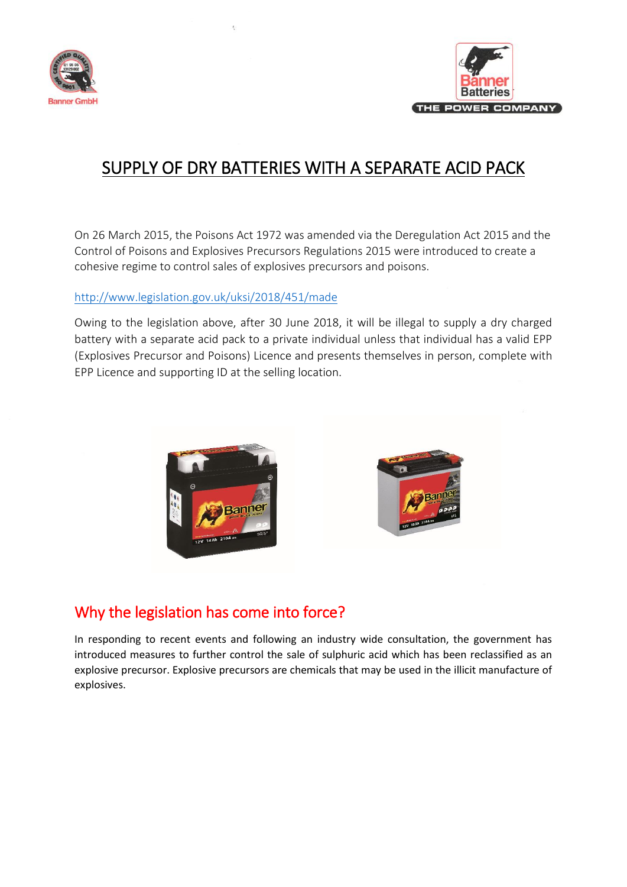# SUPPLY OF DRY BATTERIES WITH A SEPARATE ACID PACK

On 26 March 2015, the Poisons Act 1972 was amended via the Deregulation Act 2015 and the Control of Poisons and Explosives Precursors Regulations 2015 were introduced to create a cohesive regime to control sales of explosives precursors and poisons.

http://www.legislation.gov.uk/uksi/2018/451/made

Owing to the legislation above, after 30 June 2018, it will be illegal to supply a dry charged battery with a separate acid pack to a private individual unless that individual has a valid EPP (Explosives Precursor and Poisons) Licence and presents themselves in person, complete with EPP Licence and supporting ID at the selling location.

## Why the legislation has come into force?

In responding to recent events and following an industry wide consultation, the government has introduced measures to further control the sale of sulphuric acid which has been reclassified as an explosive precursor. Explosive precursors are chemicals that may be used in the illicit manufacture of explosives.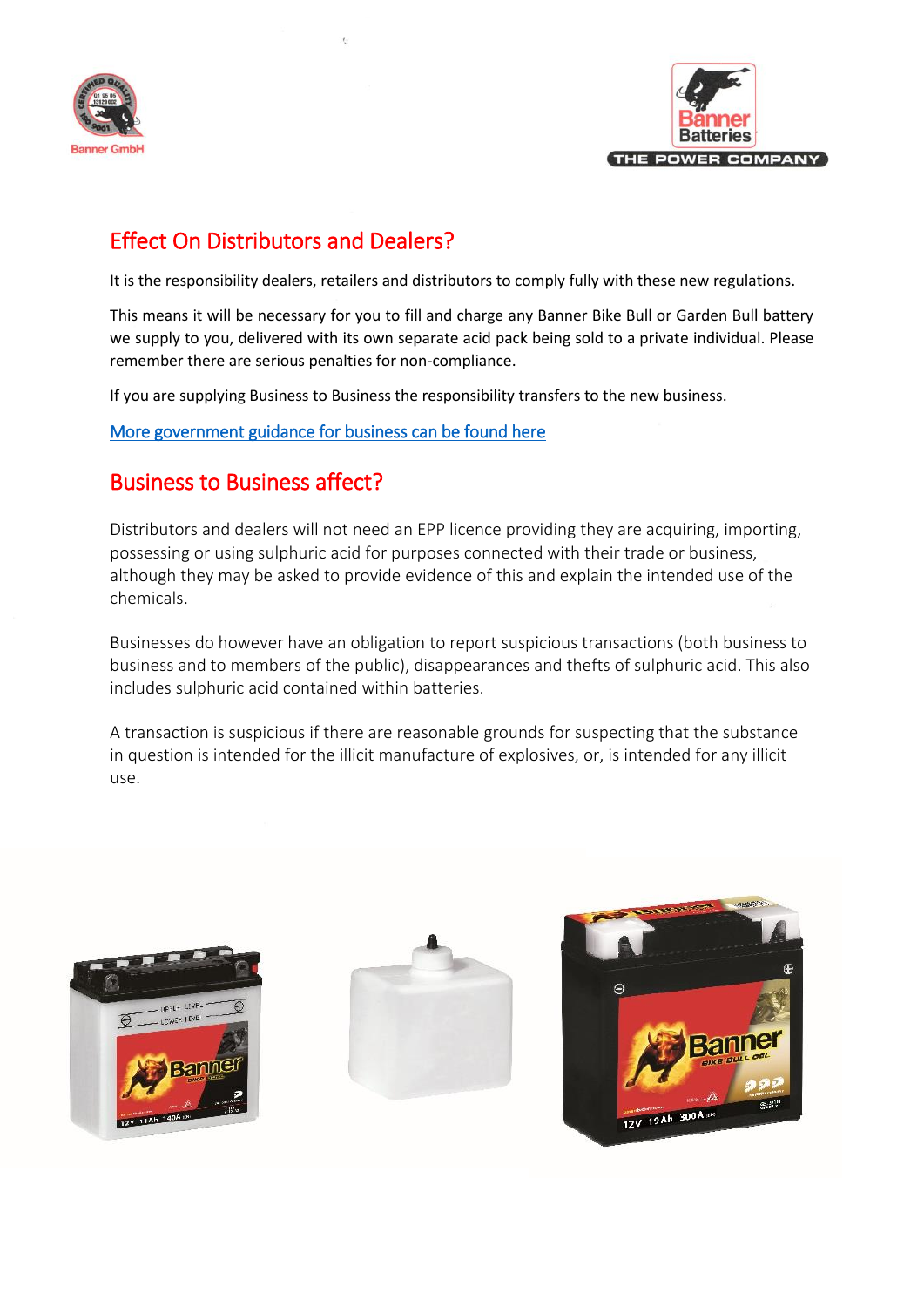## Effect On Distributors and Dealers?

It is the responsibility dealers, retailers and distributors to comply fully with these new regulations.

This means it will be necessary for you to fill and charge any Banner Bike Bull or Garden Bull battery we supply to you, delivered with its own separate acid pack being sold to a private individual. Please remember there are serious penalties for non-compliance.

If you are supplying Business to Business the responsibility transfers to the new business.

More government guidance for business can be found here

## Business to Business affect?

Distributors and dealers will not need an EPP licence providing they are acquiring, importing, possessing or using sulphuric acid for purposes connected with their trade or business, although they may be asked to provide evidence of this and explain the intended use of the chemicals.

Businesses do however have an obligation to report suspicious transactions (both business to business and to members of the public), disappearances and thefts of sulphuric acid. This also includes sulphuric acid contained within batteries.

A transaction is suspicious if there are reasonable grounds for suspecting that the substance in question is intended for the illicit manufacture of explosives, or, is intended for any illicit use.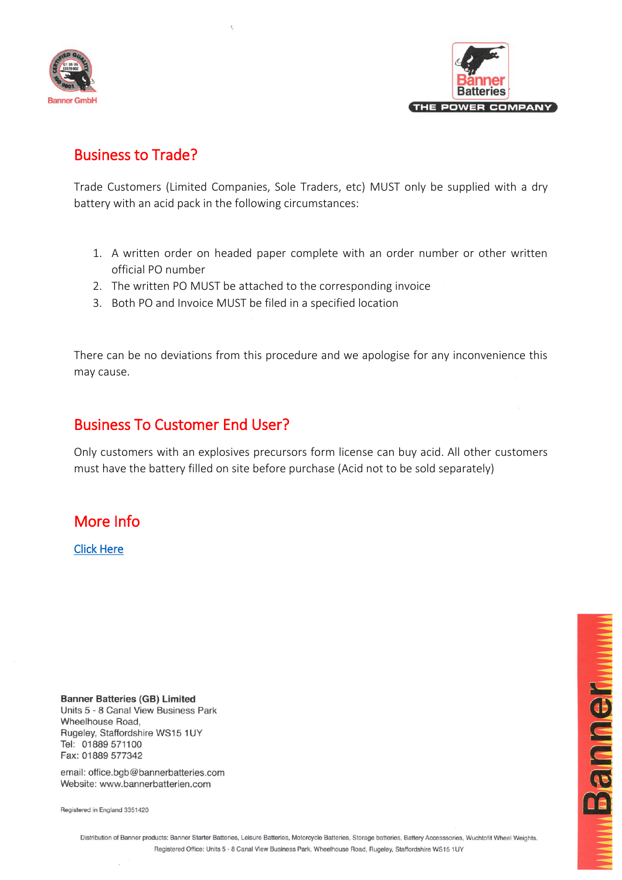## Business to Trade?

Trade Customers (Limited Companies, Sole Traders, etc) MUST only be supplied with a dry battery with an acid pack in the following circumstances:

1. A written order on headed paper complete with an order number or other written official PO number
2. The written PO MUST be attached to the corresponding invoice
3. Both PO and Invoice MUST be filed in a specified location

There can be no deviations from this procedure and we apologise for any inconvenience this may cause.

## Business To Customer End User?

Only customers with an explosives precursors form license can buy acid. All other customers must have the battery filled on site before purchase (Acid not to be sold separately)

## More Info

Click Here

**Banner Batteries (GB) Limited**
Units 5 - 8 Canal View Business Park
Wheelhouse Road,
Rugeley, Staffordshire WS15 1UY
Tel: 01889 571100
Fax: 01889 577342

email: office.bgb@bannerbatteries.com
Website: www.bannerbatterien.com

Registered in England 3351420

Distribution of Banner products: Banner Starter Batteries, Leisure Batteries, Motorcycle Batteries, Storage batteries, Battery Accesssories, Wuchtofit Wheel Weights.
Registered Office: Units 5 - 8 Canal View Business Park, Wheelhouse Road, Rugeley, Staffordshire WS15 1UY